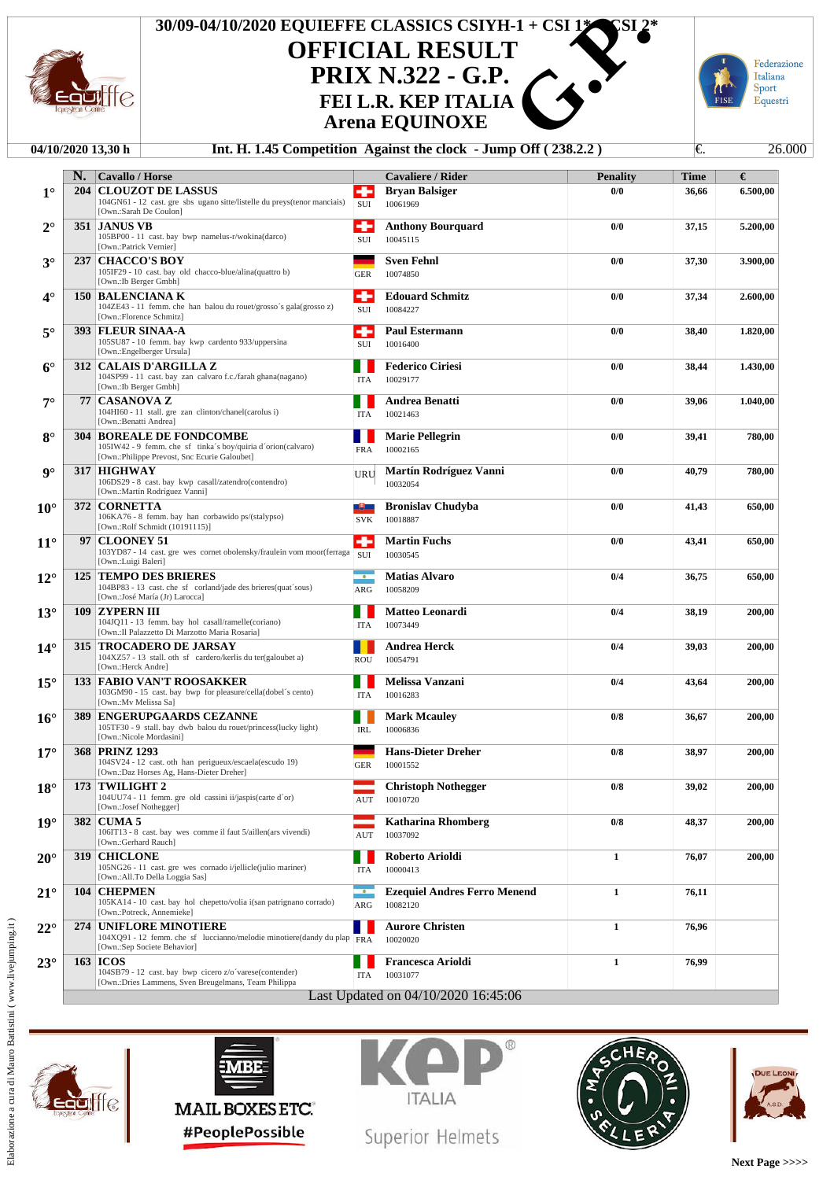# 30/09-04/10/2020 EQUIEFFE CLASSICS CSIYH-1 + CSI 1* - CSI 2*

## OFFICIAL RESULT

## PRIX N.322 - G.P.

### FEI L.R. KEP ITALIA

### Arena EQUINOXE

**04/10/2020 13,30 h** — **Int. H. 1.45 Competition Against the clock - Jump Off ( 238.2.2 )** — €. 26.000

| | N. | Cavallo / Horse | | Cavaliere / Rider | Penality | Time | € |
|---|---|---|---|---|---|---|---|
| 1° | 204 | **CLOUZOT DE LASSUS**<br>104GN61 - 12 cast. gre sbs ugano sitte/listelle du preys(tenor manciais)<br>[Own.:Sarah De Coulon] | SUI | **Bryan Balsiger**<br>10061969 | 0/0 | 36,66 | 6.500,00 |
| 2° | 351 | **JANUS VB**<br>105BP00 - 11 cast. bay bwp namelus-r/wokina(darco)<br>[Own.:Patrick Vernier] | SUI | **Anthony Bourquard**<br>10045115 | 0/0 | 37,15 | 5.200,00 |
| 3° | 237 | **CHACCO'S BOY**<br>105IF29 - 10 cast. bay old chacco-blue/alina(quattro b)<br>[Own.:Ib Berger Gmbh] | GER | **Sven Fehnl**<br>10074850 | 0/0 | 37,30 | 3.900,00 |
| 4° | 150 | **BALENCIANA K**<br>104ZE43 - 11 femm. che han balou du rouet/grosso´s gala(grosso z)<br>[Own.:Florence Schmitz] | SUI | **Edouard Schmitz**<br>10084227 | 0/0 | 37,34 | 2.600,00 |
| 5° | 393 | **FLEUR SINAA-A**<br>105SU87 - 10 femm. bay kwp cardento 933/uppersina<br>[Own.:Engelberger Ursula] | SUI | **Paul Estermann**<br>10016400 | 0/0 | 38,40 | 1.820,00 |
| 6° | 312 | **CALAIS D'ARGILLA Z**<br>104SP99 - 11 cast. bay zan calvaro f.c./farah ghana(nagano)<br>[Own.:Ib Berger Gmbh] | ITA | **Federico Ciriesi**<br>10029177 | 0/0 | 38,44 | 1.430,00 |
| 7° | 77 | **CASANOVA Z**<br>104HI60 - 11 stall. gre zan clinton/chanel(carolus i)<br>[Own.:Benatti Andrea] | ITA | **Andrea Benatti**<br>10021463 | 0/0 | 39,06 | 1.040,00 |
| 8° | 304 | **BOREALE DE FONDCOMBE**<br>105IW42 - 9 femm. che sf tinka´s boy/quiria d´orion(calvaro)<br>[Own.:Philippe Prevost, Snc Ecurie Galoubet] | FRA | **Marie Pellegrin**<br>10002165 | 0/0 | 39,41 | 780,00 |
| 9° | 317 | **HIGHWAY**<br>106DS29 - 8 cast. bay kwp casall/zatendro(contendro)<br>[Own.:Martín Rodríguez Vanni] | URU | **Martín Rodríguez Vanni**<br>10032054 | 0/0 | 40,79 | 780,00 |
| 10° | 372 | **CORNETTA**<br>106KA76 - 8 femm. bay han corbawido ps/(stalypso)<br>[Own.:Rolf Schmidt (10191115)] | SVK | **Bronislav Chudyba**<br>10018887 | 0/0 | 41,43 | 650,00 |
| 11° | 97 | **CLOONEY 51**<br>103YD87 - 14 cast. gre wes cornet obolensky/fraulein vom moor(ferraga<br>[Own.:Luigi Baleri] | SUI | **Martin Fuchs**<br>10030545 | 0/0 | 43,41 | 650,00 |
| 12° | 125 | **TEMPO DES BRIERES**<br>104BP83 - 13 cast. che sf corland/jade des brieres(quat´sous)<br>[Own.:José María (Jr) Larocca] | ARG | **Matias Alvaro**<br>10058209 | 0/4 | 36,75 | 650,00 |
| 13° | 109 | **ZYPERN III**<br>104JQ11 - 13 femm. bay hol casall/ramelle(coriano)<br>[Own.:Il Palazzetto Di Marzotto Maria Rosaria] | ITA | **Matteo Leonardi**<br>10073449 | 0/4 | 38,19 | 200,00 |
| 14° | 315 | **TROCADERO DE JARSAY**<br>104XZ57 - 13 stall. oth sf cardero/kerlis du ter(galoubet a)<br>[Own.:Herck Andre] | ROU | **Andrea Herck**<br>10054791 | 0/4 | 39,03 | 200,00 |
| 15° | 133 | **FABIO VAN'T ROOSAKKER**<br>103GM90 - 15 cast. bay bwp for pleasure/cella(dobel´s cento)<br>[Own.:Mv Melissa Sa] | ITA | **Melissa Vanzani**<br>10016283 | 0/4 | 43,64 | 200,00 |
| 16° | 389 | **ENGERUPGAARDS CEZANNE**<br>105TF30 - 9 stall. bay dwb balou du rouet/princess(lucky light)<br>[Own.:Nicole Mordasini] | IRL | **Mark Mcauley**<br>10006836 | 0/8 | 36,67 | 200,00 |
| 17° | 368 | **PRINZ 1293**<br>104SV24 - 12 cast. oth han perigueux/escaela(escudo 19)<br>[Own.:Daz Horses Ag, Hans-Dieter Dreher] | GER | **Hans-Dieter Dreher**<br>10001552 | 0/8 | 38,97 | 200,00 |
| 18° | 173 | **TWILIGHT 2**<br>104UU74 - 11 femm. gre old cassini ii/jaspis(carte d´or)<br>[Own.:Josef Nothegger] | AUT | **Christoph Nothegger**<br>10010720 | 0/8 | 39,02 | 200,00 |
| 19° | 382 | **CUMA 5**<br>106IT13 - 8 cast. bay wes comme il faut 5/aillen(ars vivendi)<br>[Own.:Gerhard Rauch] | AUT | **Katharina Rhomberg**<br>10037092 | 0/8 | 48,37 | 200,00 |
| 20° | 319 | **CHICLONE**<br>105NG26 - 11 cast. gre wes cornado i/jellicle(julio mariner)<br>[Own.:All.To Della Loggia Sas] | ITA | **Roberto Arioldi**<br>10000413 | 1 | 76,07 | 200,00 |
| 21° | 104 | **CHEPMEN**<br>105KA14 - 10 cast. bay hol chepetto/volia i(san patrignano corrado)<br>[Own.:Potreck, Annemieke] | ARG | **Ezequiel Andres Ferro Menend**<br>10082120 | 1 | 76,11 | |
| 22° | 274 | **UNIFLORE MINOTIERE**<br>104XQ91 - 12 femm. che sf lucciano/melodie minotiere(dandy du plap<br>[Own.:Sep Societe Behavior] | FRA | **Aurore Christen**<br>10020020 | 1 | 76,96 | |
| 23° | 163 | **ICOS**<br>104SB79 - 12 cast. bay swb cicero z/o´varese(contender)<br>[Own.:Dries Lammens, Sven Breugelmans, Team Philippa | ITA | **Francesca Arioldi**<br>10031077 | 1 | 76,99 | |

Last Updated on 04/10/2020 16:45:06

Elaborazione a cura di Mauro Battistini ( www.livejumping.it )

Next Page >>>>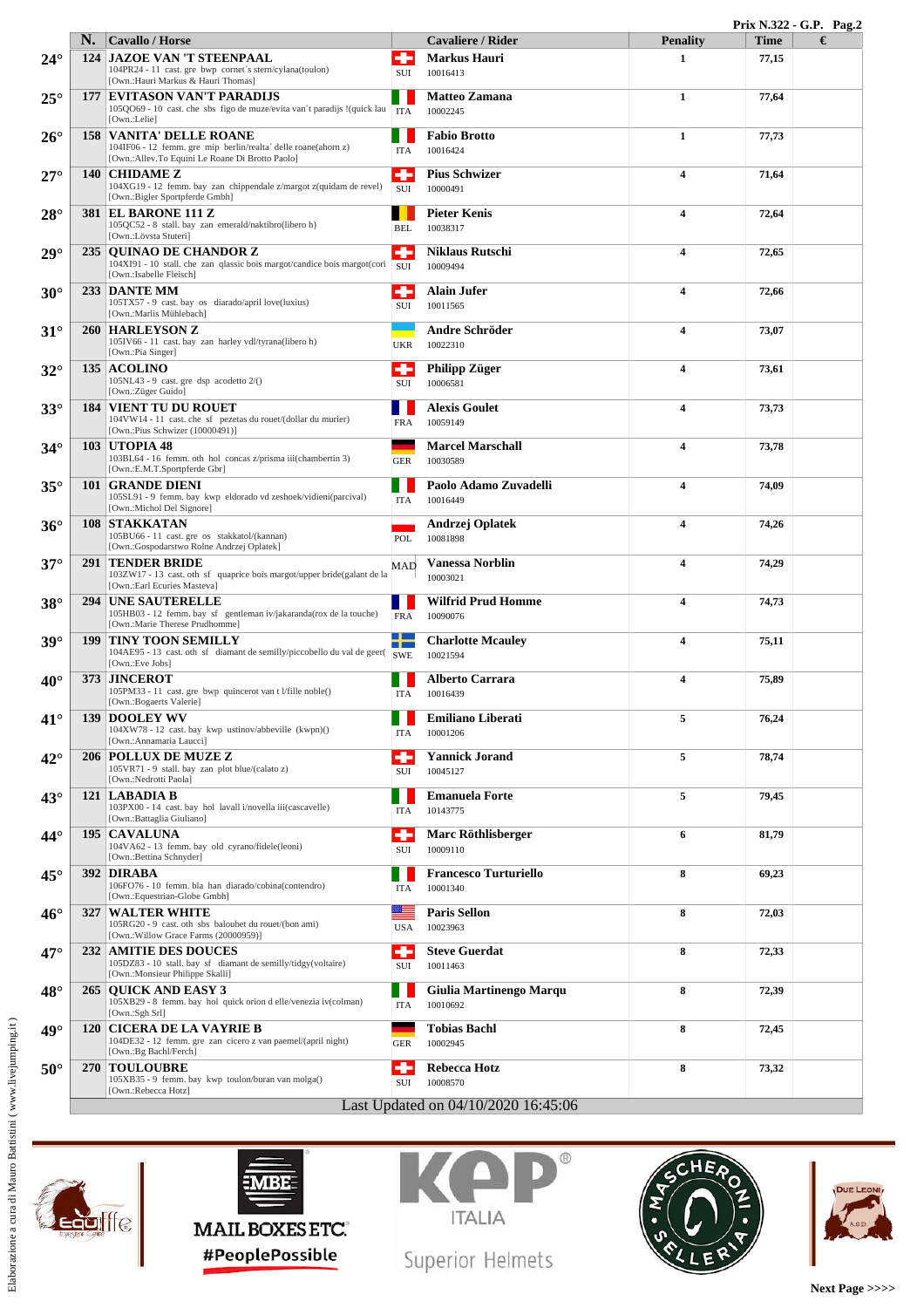Prix N.322 - G.P.

| | N. | Cavallo / Horse | | Cavaliere / Rider | Penality | Time | € |
|---|---|---|---|---|---|---|---|
| 24° | 124 | **JAZOE VAN 'T STEENPAAL**<br>104PR24 - 11 cast. gre bwp corner´s stern/cylana(toulon)<br>[Own.:Hauri Markus & Hauri Thomas] | SUI | **Markus Hauri**<br>10016413 | 1 | 77,15 | |
| 25° | 177 | **EVITASON VAN'T PARADIJS**<br>105QO69 - 10 cast. che sbs figo de muze/evita van´t paradijs !(quick lau<br>[Own.:Lelie] | ITA | **Matteo Zamana**<br>10002245 | 1 | 77,64 | |
| 26° | 158 | **VANITA' DELLE ROANE**<br>104IF06 - 12 femm. gre mip berlin/realta´ delle roane(ahorn z)<br>[Own.:Allev.To Equini Le Roane Di Brotto Paolo] | ITA | **Fabio Brotto**<br>10016424 | 1 | 77,73 | |
| 27° | 140 | **CHIDAME Z**<br>104XG19 - 12 femm. bay zan chippendale z/margot z(quidam de revel)<br>[Own.:Bigler Sportpferde Gmbh] | SUI | **Pius Schwizer**<br>10000491 | 4 | 71,64 | |
| 28° | 381 | **EL BARONE 111 Z**<br>105QC52 - 8 stall. bay zan emerald/naktibro(libero h)<br>[Own.:Lövsta Stuteri] | BEL | **Pieter Kenis**<br>10038317 | 4 | 72,64 | |
| 29° | 235 | **QUINAO DE CHANDOR Z**<br>104XI91 - 10 stall. che zan qlassic bois margot/candice bois margot(cori<br>[Own.:Isabelle Fleisch] | SUI | **Niklaus Rutschi**<br>10009494 | 4 | 72,65 | |
| 30° | 233 | **DANTE MM**<br>105TX57 - 9 cast. bay os diarado/april love(luxius)<br>[Own.:Marlis Mühlebach] | SUI | **Alain Jufer**<br>10011565 | 4 | 72,66 | |
| 31° | 260 | **HARLEYSON Z**<br>105IV66 - 11 cast. bay zan harley vdl/tyrana(libero h)<br>[Own.:Pia Singer] | UKR | **Andre Schröder**<br>10022310 | 4 | 73,07 | |
| 32° | 135 | **ACOLINO**<br>105NL43 - 9 cast. gre dsp acodetto 2/()<br>[Own.:Züger Guido] | SUI | **Philipp Züger**<br>10006581 | 4 | 73,61 | |
| 33° | 184 | **VIENT TU DU ROUET**<br>104VW14 - 11 cast. che sf pezetas du rouet/(dollar du murier)<br>[Own.:Pius Schwizer (10000491)] | FRA | **Alexis Goulet**<br>10059149 | 4 | 73,73 | |
| 34° | 103 | **UTOPIA 48**<br>103BL64 - 16 femm. oth hol concas z/prisma iii(chambertin 3)<br>[Own.:E.M.T.Sportpferde Gbr] | GER | **Marcel Marschall**<br>10030589 | 4 | 73,78 | |
| 35° | 101 | **GRANDE DIENI**<br>105SL91 - 9 femm. bay kwp eldorado vd zeshoek/vidieni(parcival)<br>[Own.:Michol Del Signore] | ITA | **Paolo Adamo Zuvadelli**<br>10016449 | 4 | 74,09 | |
| 36° | 108 | **STAKKATAN**<br>105BU66 - 11 cast. gre os stakkatol/(kannan)<br>[Own.:Gospodarstwo Rolne Andrzej Oplatek] | POL | **Andrzej Oplatek**<br>10081898 | 4 | 74,26 | |
| 37° | 291 | **TENDER BRIDE**<br>103ZW17 - 13 cast. oth sf quaprice bois margot/upper bride(galant de la<br>[Own.:Earl Ecuries Masteva] | MAD | **Vanessa Norblin**<br>10003021 | 4 | 74,29 | |
| 38° | 294 | **UNE SAUTERELLE**<br>105HB03 - 12 femm. bay sf gentleman iv/jakaranda(rox de la touche)<br>[Own.:Marie Therese Prudhomme] | FRA | **Wilfrid Prud Homme**<br>10090076 | 4 | 74,73 | |
| 39° | 199 | **TINY TOON SEMILLY**<br>104AE95 - 13 cast. oth sf diamant de semilly/piccobello du val de geer(<br>[Own.:Eve Jobs] | SWE | **Charlotte Mcauley**<br>10021594 | 4 | 75,11 | |
| 40° | 373 | **JINCEROT**<br>105PM33 - 11 cast. gre bwp quincerot van t l/fille noble()<br>[Own.:Bogaerts Valerie] | ITA | **Alberto Carrara**<br>10016439 | 4 | 75,89 | |
| 41° | 139 | **DOOLEY WV**<br>104XW78 - 12 cast. bay kwp ustinov/abbeville (kwpn)()<br>[Own.:Annamaria Laucci] | ITA | **Emiliano Liberati**<br>10001206 | 5 | 76,24 | |
| 42° | 206 | **POLLUX DE MUZE Z**<br>105VR71 - 9 stall. bay zan plot blue/(calato z)<br>[Own.:Nedrotti Paola] | SUI | **Yannick Jorand**<br>10045127 | 5 | 78,74 | |
| 43° | 121 | **LABADIA B**<br>103PX00 - 14 cast. bay hol lavall i/novella iii(cascavelle)<br>[Own.:Battaglia Giuliano] | ITA | **Emanuela Forte**<br>10143775 | 5 | 79,45 | |
| 44° | 195 | **CAVALUNA**<br>104VA62 - 13 femm. bay old cyrano/fidele(leoni)<br>[Own.:Bettina Schnyder] | SUI | **Marc Röthlisberger**<br>10009110 | 6 | 81,79 | |
| 45° | 392 | **DIRABA**<br>106FO76 - 10 femm. bla han diarado/cobina(contendro)<br>[Own.:Equestrian-Globe Gmbh] | ITA | **Francesco Turturiello**<br>10001340 | 8 | 69,23 | |
| 46° | 327 | **WALTER WHITE**<br>105RG20 - 9 cast. oth sbs baloubet du rouet/(bon ami)<br>[Own.:Willow Grace Farms (20000959)] | USA | **Paris Sellon**<br>10023963 | 8 | 72,03 | |
| 47° | 232 | **AMITIE DES DOUCES**<br>105DZ83 - 10 stall. bay sf diamant de semilly/tidgy(voltaire)<br>[Own.:Monsieur Philippe Skalli] | SUI | **Steve Guerdat**<br>10011463 | 8 | 72,33 | |
| 48° | 265 | **QUICK AND EASY 3**<br>105XB29 - 8 femm. bay hol quick orion d elle/venezia iv(colman)<br>[Own.:Sgh Srl] | ITA | **Giulia Martinengo Marqu**<br>10010692 | 8 | 72,39 | |
| 49° | 120 | **CICERA DE LA VAYRIE B**<br>104DE32 - 12 femm. gre zan cicero z van paemel/(april night)<br>[Own.:Bg Bachl/Ferch] | GER | **Tobias Bachl**<br>10002945 | 8 | 72,45 | |
| 50° | 270 | **TOULOUBRE**<br>105XB35 - 9 femm. bay kwp toulon/buran van molga()<br>[Own.:Rebecca Hotz] | SUI | **Rebecca Hotz**<br>10008570 | 8 | 73,32 | |

Last Updated on 04/10/2020 16:45:06

Elaborazione a cura di Mauro Battistini ( www.livejumping.it )

Next Page >>>>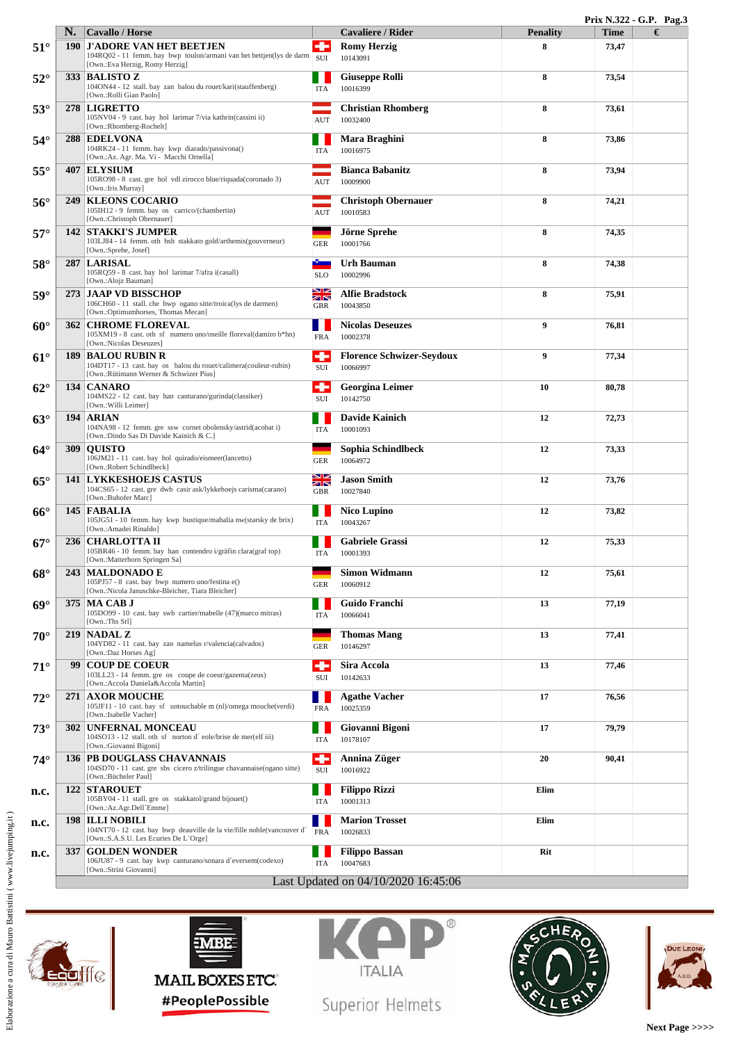Prix N.322 - G.P.

| | N. | Cavallo / Horse | | Cavaliere / Rider | Penality | Time | € |
|---|---|---|---|---|---|---|---|
| 51° | 190 | **J'ADORE VAN HET BEETJEN** 104RQ02 - 11 femm. bay bwp toulon/armani van het bettjen(lys de darm [Own.:Eva Herzig, Romy Herzig] | SUI | **Romy Herzig** 10143091 | 8 | 73,47 | |
| 52° | 333 | **BALISTO Z** 104ON44 - 12 stall. bay zan balou du rouet/kari(stauffenberg) [Own.:Rolli Gian Paolo] | ITA | **Giuseppe Rolli** 10016399 | 8 | 73,54 | |
| 53° | 278 | **LIGRETTO** 105NV04 - 9 cast. bay hol larimar 7/via kathrin(cassini ii) [Own.:Rhomberg-Rochelt] | AUT | **Christian Rhomberg** 10032400 | 8 | 73,61 | |
| 54° | 288 | **EDELVONA** 104RK24 - 11 femm. bay kwp diarado/passivona() [Own.:Az. Agr. Ma. Vi - Macchi Ornella] | ITA | **Mara Braghini** 10016975 | 8 | 73,86 | |
| 55° | 407 | **ELYSIUM** 105RO98 - 8 cast. gre hol vdl zirocco blue/riquada(coronado 3) [Own.:Iris Murray] | AUT | **Bianca Babanitz** 10009900 | 8 | 73,94 | |
| 56° | 249 | **KLEONS COCARIO** 105IH12 - 9 femm. bay os carrico/(chambertin) [Own.:Christoph Obernauer] | AUT | **Christoph Obernauer** 10010583 | 8 | 74,21 | |
| 57° | 142 | **STAKKI'S JUMPER** 103LJ84 - 14 femm. oth hsh stakkato gold/arthemis(gouverneur) [Own.:Sprehe, Josef] | GER | **Jörne Sprehe** 10001766 | 8 | 74,35 | |
| 58° | 287 | **LARISAL** 105RQ59 - 8 cast. bay hol larimar 7/afra i(casall) [Own.:Alojz Bauman] | SLO | **Urh Bauman** 10002996 | 8 | 74,38 | |
| 59° | 273 | **JAAP VD BISSCHOP** 106CH60 - 11 stall. che bwp ogano sitte/troica(lys de darmen) [Own.:Optimumhorses, Thomas Mecan] | GBR | **Alfie Bradstock** 10043850 | 8 | 75,91 | |
| 60° | 362 | **CHROME FLOREVAL** 105XM19 - 8 cast. oth sf numero uno/oseille floreval(damiro b*hn) [Own.:Nicolas Deseuzes] | FRA | **Nicolas Deseuzes** 10002378 | 9 | 76,81 | |
| 61° | 189 | **BALOU RUBIN R** 104DT17 - 13 cast. bay os balou du rouet/calimera(couleur-rubin) [Own.:Rütimann Werner & Schwizer Pius] | SUI | **Florence Schwizer-Seydoux** 10066997 | 9 | 77,34 | |
| 62° | 134 | **CANARO** 104MS22 - 12 cast. bay han canturano/gurinda(classiker) [Own.:Willi Leimer] | SUI | **Georgina Leimer** 10142750 | 10 | 80,78 | |
| 63° | 194 | **ARIAN** 104NA98 - 12 femm. gre ssw cornet obolensky/astrid(acobat i) [Own.:Dindo Sas Di Davide Kainich & C.] | ITA | **Davide Kainich** 10001093 | 12 | 72,73 | |
| 64° | 309 | **QUISTO** 106JM21 - 11 cast. bay hol quirado/eismeer(lancetto) [Own.:Robert Schindlbeck] | GER | **Sophia Schindlbeck** 10064972 | 12 | 73,33 | |
| 65° | 141 | **LYKKESHOEJS CASTUS** 104CS65 - 12 cast. gre dwb casir ask/lykkehoejs carisma(carano) [Own.:Buhofer Marc] | GBR | **Jason Smith** 10027840 | 12 | 73,76 | |
| 66° | 145 | **FABALIA** 105JG51 - 10 femm. bay kwp bustique/mabalia nw(starsky de brix) [Own.:Amadei Rinaldo] | ITA | **Nico Lupino** 10043267 | 12 | 73,82 | |
| 67° | 236 | **CHARLOTTA II** 105BR46 - 10 femm. bay han contendro i/gräfin clara(graf top) [Own.:Matterhorn Springen Sa] | ITA | **Gabriele Grassi** 10001393 | 12 | 75,33 | |
| 68° | 243 | **MALDONADO E** 105PJ57 - 8 cast. bay bwp numero uno/festina e() [Own.:Nicola Januschke-Bleicher, Tiara Bleicher] | GER | **Simon Widmann** 10060912 | 12 | 75,61 | |
| 69° | 375 | **MA CAB J** 105DO99 - 10 cast. bay swb cartier/mabelle (47)(marco mitras) [Own.:Ths Srl] | ITA | **Guido Franchi** 10066041 | 13 | 77,19 | |
| 70° | 219 | **NADAL Z** 104YD82 - 11 cast. bay zan namelus r/valencia(calvados) [Own.:Daz Horses Ag] | GER | **Thomas Mang** 10146297 | 13 | 77,41 | |
| 71° | 99 | **COUP DE COEUR** 103LL23 - 14 femm. gre os coupe de coeur/gazenta(zeus) [Own.:Accola Daniela&Accola Martin] | SUI | **Sira Accola** 10142633 | 13 | 77,46 | |
| 72° | 271 | **AXOR MOUCHE** 105JF11 - 10 cast. bay sf untouchable m (nl)/omega mouche(verdi) [Own.:Isabelle Vacher] | FRA | **Agathe Vacher** 10025359 | 17 | 76,56 | |
| 73° | 302 | **UNFERNAL MONCEAU** 104SO13 - 12 stall. oth sf norton d´ eole/brise de mer(elf iii) [Own.:Giovanni Bigoni] | ITA | **Giovanni Bigoni** 10178107 | 17 | 79,79 | |
| 74° | 136 | **PB DOUGLASS CHAVANNAIS** 104SD70 - 11 cast. gre sbs cicero z/trilingue chavannaise(ogano sitte) [Own.:Bücheler Paul] | SUI | **Annina Züger** 10016922 | 20 | 90,41 | |
| n.c. | 122 | **STAROUET** 105BY04 - 11 stall. gre os stakkatol/grand bijouet() [Own.:Az.Agr.Dell´Emme] | ITA | **Filippo Rizzi** 10001313 | Elim | | |
| n.c. | 198 | **ILLI NOBILI** 104NT70 - 12 cast. bay bwp deauville de la vie/fille noble(vancouver d´ [Own.:S.A.S.U. Les Ecuries De L´Orge] | FRA | **Marion Trosset** 10026833 | Elim | | |
| n.c. | 337 | **GOLDEN WONDER** 106JU87 - 9 cast. bay kwp canturano/sonara d´eversem(codexo) [Own.:Strini Giovanni] | ITA | **Filippo Bassan** 10047683 | Rit | | |

Last Updated on 04/10/2020 16:45:06

Elaborazione a cura di Mauro Battistini ( www.livejumping.it )

MAIL BOXES ETC. #PeoplePossible

KEP ITALIA Superior Helmets

MASCHERONI SELLERIA

DUE LEONI A.S.D.

Next Page >>>>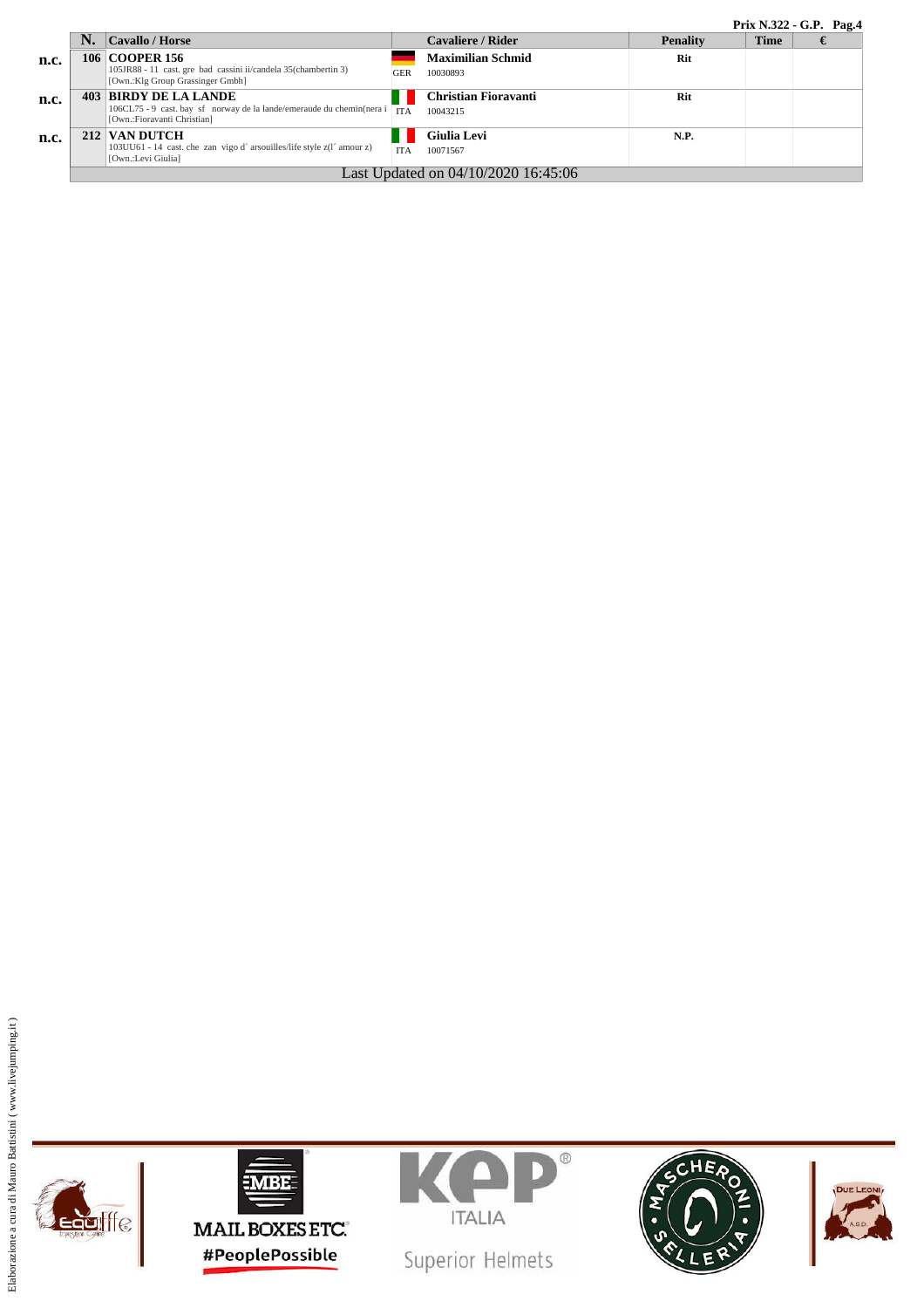Prix N.322 - G.P.

| | N. | Cavallo / Horse | | Cavaliere / Rider | Penality | Time | € |
|---|---|---|---|---|---|---|---|
| n.c. | 106 | **COOPER 156**<br>105JR88 - 11 cast. gre bad cassini ii/candela 35(chambertin 3)<br>[Own.:Klg Group Grassinger Gmbh] | GER | **Maximilian Schmid**<br>10030893 | Rit | | |
| n.c. | 403 | **BIRDY DE LA LANDE**<br>106CL75 - 9 cast. bay sf norway de la lande/emeraude du chemin(nera i<br>[Own.:Fioravanti Christian] | ITA | **Christian Fioravanti**<br>10043215 | Rit | | |
| n.c. | 212 | **VAN DUTCH**<br>103UU61 - 14 cast. che zan vigo d´ arsouilles/life style z(l´ amour z)<br>[Own.:Levi Giulia] | ITA | **Giulia Levi**<br>10071567 | N.P. | | |

Last Updated on 04/10/2020 16:45:06

Elaborazione a cura di Mauro Battistini ( www.livejumping.it )